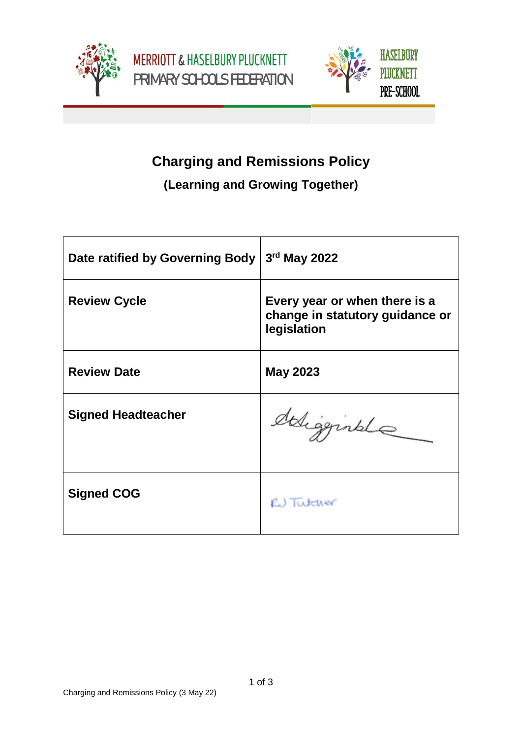MERRIOTT & HASELBURY PLUCKNETT PRIMARY SCHOOLS FEDERATION

HASELBURY PLUCKNETT PRE-SCHOOL

# Charging and Remissions Policy

## (Learning and Growing Together)

| Date ratified by Governing Body | 3rd May 2022 |
|---|---|
| Review Cycle | Every year or when there is a change in statutory guidance or legislation |
| Review Date | May 2023 |
| Signed Headteacher | *[signature]* |
| Signed COG | RJ Tutcher |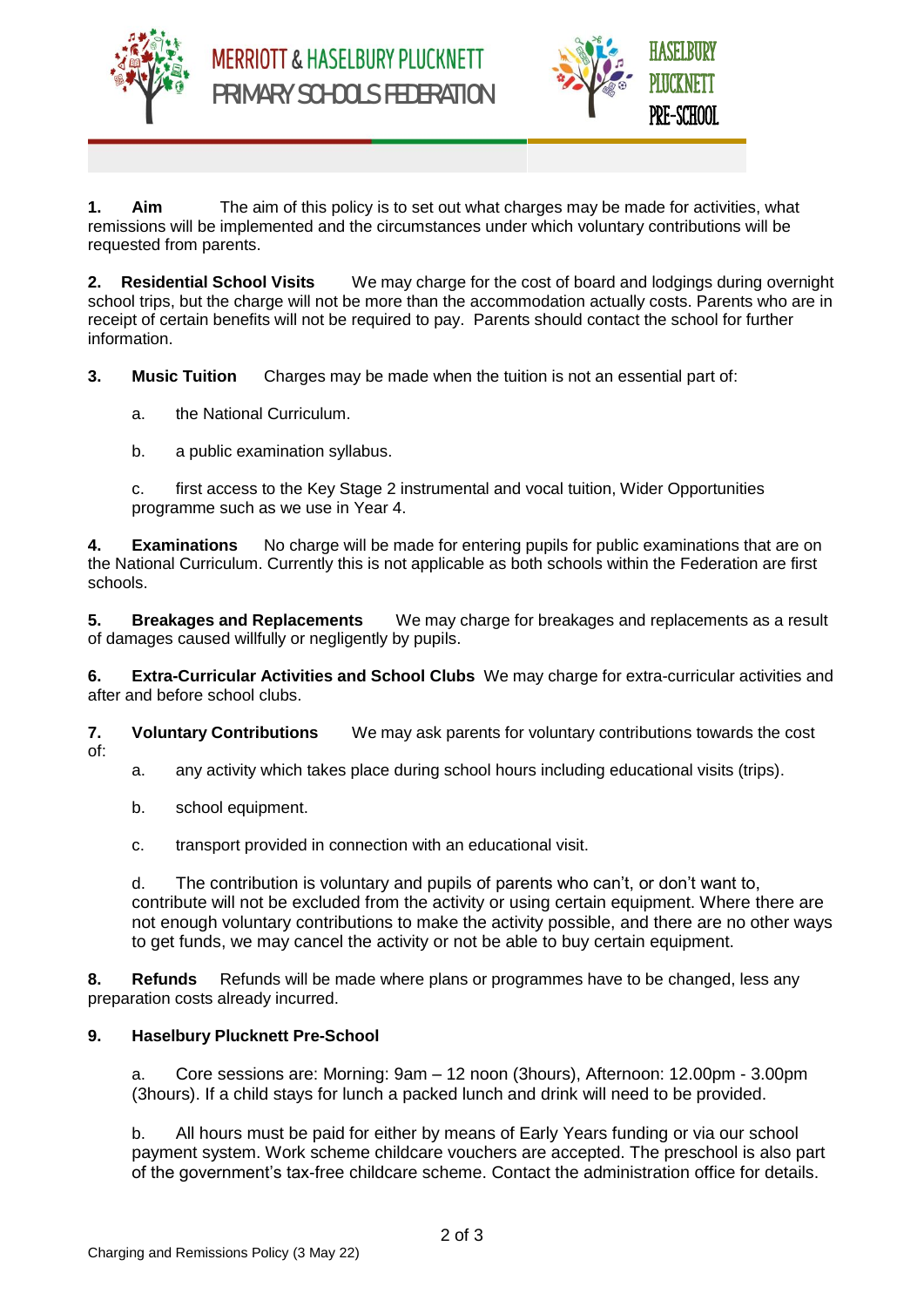**1. Aim** The aim of this policy is to set out what charges may be made for activities, what remissions will be implemented and the circumstances under which voluntary contributions will be requested from parents.

**2. Residential School Visits** We may charge for the cost of board and lodgings during overnight school trips, but the charge will not be more than the accommodation actually costs. Parents who are in receipt of certain benefits will not be required to pay. Parents should contact the school for further information.

**3. Music Tuition** Charges may be made when the tuition is not an essential part of:

a. the National Curriculum.

b. a public examination syllabus.

c. first access to the Key Stage 2 instrumental and vocal tuition, Wider Opportunities programme such as we use in Year 4.

**4. Examinations** No charge will be made for entering pupils for public examinations that are on the National Curriculum. Currently this is not applicable as both schools within the Federation are first schools.

**5. Breakages and Replacements** We may charge for breakages and replacements as a result of damages caused willfully or negligently by pupils.

**6. Extra-Curricular Activities and School Clubs** We may charge for extra-curricular activities and after and before school clubs.

**7. Voluntary Contributions** We may ask parents for voluntary contributions towards the cost of:

a. any activity which takes place during school hours including educational visits (trips).

b. school equipment.

c. transport provided in connection with an educational visit.

d. The contribution is voluntary and pupils of parents who can't, or don't want to, contribute will not be excluded from the activity or using certain equipment. Where there are not enough voluntary contributions to make the activity possible, and there are no other ways to get funds, we may cancel the activity or not be able to buy certain equipment.

**8. Refunds** Refunds will be made where plans or programmes have to be changed, less any preparation costs already incurred.

**9. Haselbury Plucknett Pre-School**

a. Core sessions are: Morning: 9am – 12 noon (3hours), Afternoon: 12.00pm - 3.00pm (3hours). If a child stays for lunch a packed lunch and drink will need to be provided.

b. All hours must be paid for either by means of Early Years funding or via our school payment system. Work scheme childcare vouchers are accepted. The preschool is also part of the government's tax-free childcare scheme. Contact the administration office for details.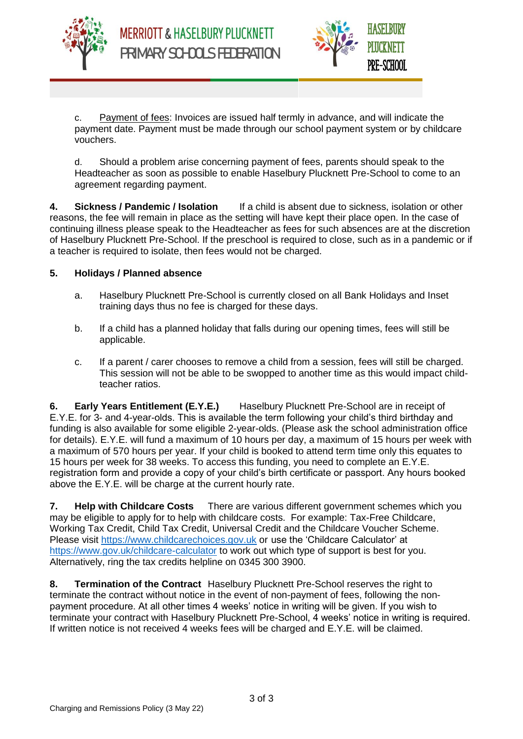c. Payment of fees: Invoices are issued half termly in advance, and will indicate the payment date. Payment must be made through our school payment system or by childcare vouchers.

d. Should a problem arise concerning payment of fees, parents should speak to the Headteacher as soon as possible to enable Haselbury Plucknett Pre-School to come to an agreement regarding payment.

**4. Sickness / Pandemic / Isolation** If a child is absent due to sickness, isolation or other reasons, the fee will remain in place as the setting will have kept their place open. In the case of continuing illness please speak to the Headteacher as fees for such absences are at the discretion of Haselbury Plucknett Pre-School. If the preschool is required to close, such as in a pandemic or if a teacher is required to isolate, then fees would not be charged.

**5. Holidays / Planned absence**

a. Haselbury Plucknett Pre-School is currently closed on all Bank Holidays and Inset training days thus no fee is charged for these days.

b. If a child has a planned holiday that falls during our opening times, fees will still be applicable.

c. If a parent / carer chooses to remove a child from a session, fees will still be charged. This session will not be able to be swopped to another time as this would impact child-teacher ratios.

**6. Early Years Entitlement (E.Y.E.)** Haselbury Plucknett Pre-School are in receipt of E.Y.E. for 3- and 4-year-olds. This is available the term following your child's third birthday and funding is also available for some eligible 2-year-olds. (Please ask the school administration office for details). E.Y.E. will fund a maximum of 10 hours per day, a maximum of 15 hours per week with a maximum of 570 hours per year. If your child is booked to attend term time only this equates to 15 hours per week for 38 weeks. To access this funding, you need to complete an E.Y.E. registration form and provide a copy of your child's birth certificate or passport. Any hours booked above the E.Y.E. will be charge at the current hourly rate.

**7. Help with Childcare Costs** There are various different government schemes which you may be eligible to apply for to help with childcare costs. For example: Tax-Free Childcare, Working Tax Credit, Child Tax Credit, Universal Credit and the Childcare Voucher Scheme. Please visit https://www.childcarechoices.gov.uk or use the 'Childcare Calculator' at https://www.gov.uk/childcare-calculator to work out which type of support is best for you. Alternatively, ring the tax credits helpline on 0345 300 3900.

**8. Termination of the Contract** Haselbury Plucknett Pre-School reserves the right to terminate the contract without notice in the event of non-payment of fees, following the non-payment procedure. At all other times 4 weeks' notice in writing will be given. If you wish to terminate your contract with Haselbury Plucknett Pre-School, 4 weeks' notice in writing is required. If written notice is not received 4 weeks fees will be charged and E.Y.E. will be claimed.